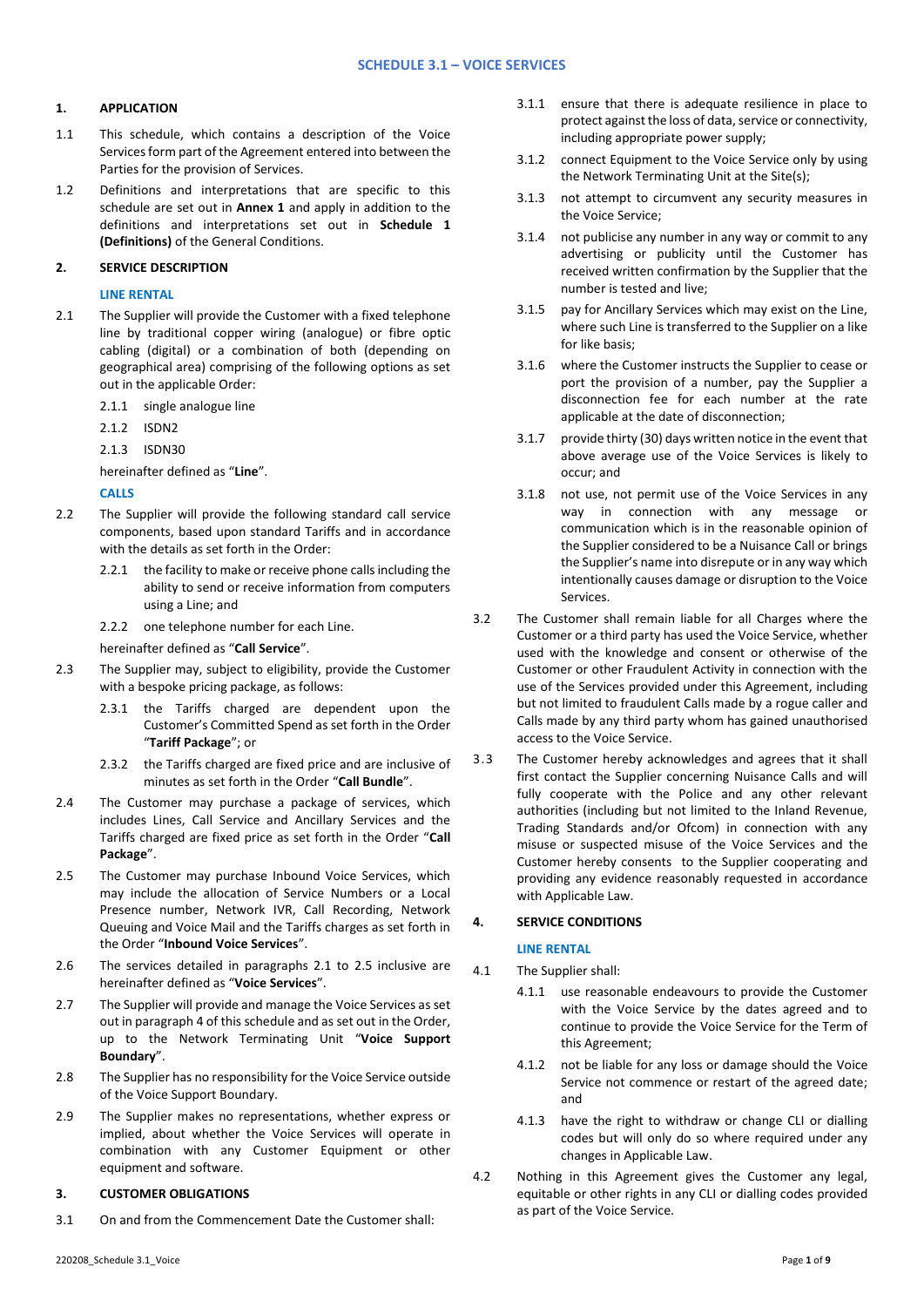# SCHEDULE 3.1 – VOICE SERVICES

## 1. APPLICATION

1.1 This schedule, which contains a description of the Voice Services form part of the Agreement entered into between the Parties for the provision of Services.

1.2 Definitions and interpretations that are specific to this schedule are set out in **Annex 1** and apply in addition to the definitions and interpretations set out in **Schedule 1 (Definitions)** of the General Conditions.

## 2. SERVICE DESCRIPTION

### LINE RENTAL

2.1 The Supplier will provide the Customer with a fixed telephone line by traditional copper wiring (analogue) or fibre optic cabling (digital) or a combination of both (depending on geographical area) comprising of the following options as set out in the applicable Order:

- 2.1.1 single analogue line
- 2.1.2 ISDN2
- 2.1.3 ISDN30

hereinafter defined as "**Line**".

### CALLS

2.2 The Supplier will provide the following standard call service components, based upon standard Tariffs and in accordance with the details as set forth in the Order:

- 2.2.1 the facility to make or receive phone calls including the ability to send or receive information from computers using a Line; and
- 2.2.2 one telephone number for each Line.

hereinafter defined as "**Call Service**".

2.3 The Supplier may, subject to eligibility, provide the Customer with a bespoke pricing package, as follows:

- 2.3.1 the Tariffs charged are dependent upon the Customer's Committed Spend as set forth in the Order "**Tariff Package**"; or
- 2.3.2 the Tariffs charged are fixed price and are inclusive of minutes as set forth in the Order "**Call Bundle**".

2.4 The Customer may purchase a package of services, which includes Lines, Call Service and Ancillary Services and the Tariffs charged are fixed price as set forth in the Order "**Call Package**".

2.5 The Customer may purchase Inbound Voice Services, which may include the allocation of Service Numbers or a Local Presence number, Network IVR, Call Recording, Network Queuing and Voice Mail and the Tariffs charges as set forth in the Order "**Inbound Voice Services**".

2.6 The services detailed in paragraphs 2.1 to 2.5 inclusive are hereinafter defined as "**Voice Services**".

2.7 The Supplier will provide and manage the Voice Services as set out in paragraph 4 of this schedule and as set out in the Order, up to the Network Terminating Unit "**Voice Support Boundary**".

2.8 The Supplier has no responsibility for the Voice Service outside of the Voice Support Boundary.

2.9 The Supplier makes no representations, whether express or implied, about whether the Voice Services will operate in combination with any Customer Equipment or other equipment and software.

## 3. CUSTOMER OBLIGATIONS

3.1 On and from the Commencement Date the Customer shall:

- 3.1.1 ensure that there is adequate resilience in place to protect against the loss of data, service or connectivity, including appropriate power supply;
- 3.1.2 connect Equipment to the Voice Service only by using the Network Terminating Unit at the Site(s);
- 3.1.3 not attempt to circumvent any security measures in the Voice Service;
- 3.1.4 not publicise any number in any way or commit to any advertising or publicity until the Customer has received written confirmation by the Supplier that the number is tested and live;
- 3.1.5 pay for Ancillary Services which may exist on the Line, where such Line is transferred to the Supplier on a like for like basis;
- 3.1.6 where the Customer instructs the Supplier to cease or port the provision of a number, pay the Supplier a disconnection fee for each number at the rate applicable at the date of disconnection;
- 3.1.7 provide thirty (30) days written notice in the event that above average use of the Voice Services is likely to occur; and
- 3.1.8 not use, not permit use of the Voice Services in any way in connection with any message or communication which is in the reasonable opinion of the Supplier considered to be a Nuisance Call or brings the Supplier's name into disrepute or in any way which intentionally causes damage or disruption to the Voice Services.

3.2 The Customer shall remain liable for all Charges where the Customer or a third party has used the Voice Service, whether used with the knowledge and consent or otherwise of the Customer or other Fraudulent Activity in connection with the use of the Services provided under this Agreement, including but not limited to fraudulent Calls made by a rogue caller and Calls made by any third party whom has gained unauthorised access to the Voice Service.

3.3 The Customer hereby acknowledges and agrees that it shall first contact the Supplier concerning Nuisance Calls and will fully cooperate with the Police and any other relevant authorities (including but not limited to the Inland Revenue, Trading Standards and/or Ofcom) in connection with any misuse or suspected misuse of the Voice Services and the Customer hereby consents to the Supplier cooperating and providing any evidence reasonably requested in accordance with Applicable Law.

## 4. SERVICE CONDITIONS

### LINE RENTAL

4.1 The Supplier shall:

- 4.1.1 use reasonable endeavours to provide the Customer with the Voice Service by the dates agreed and to continue to provide the Voice Service for the Term of this Agreement;
- 4.1.2 not be liable for any loss or damage should the Voice Service not commence or restart of the agreed date; and
- 4.1.3 have the right to withdraw or change CLI or dialling codes but will only do so where required under any changes in Applicable Law.

4.2 Nothing in this Agreement gives the Customer any legal, equitable or other rights in any CLI or dialling codes provided as part of the Voice Service.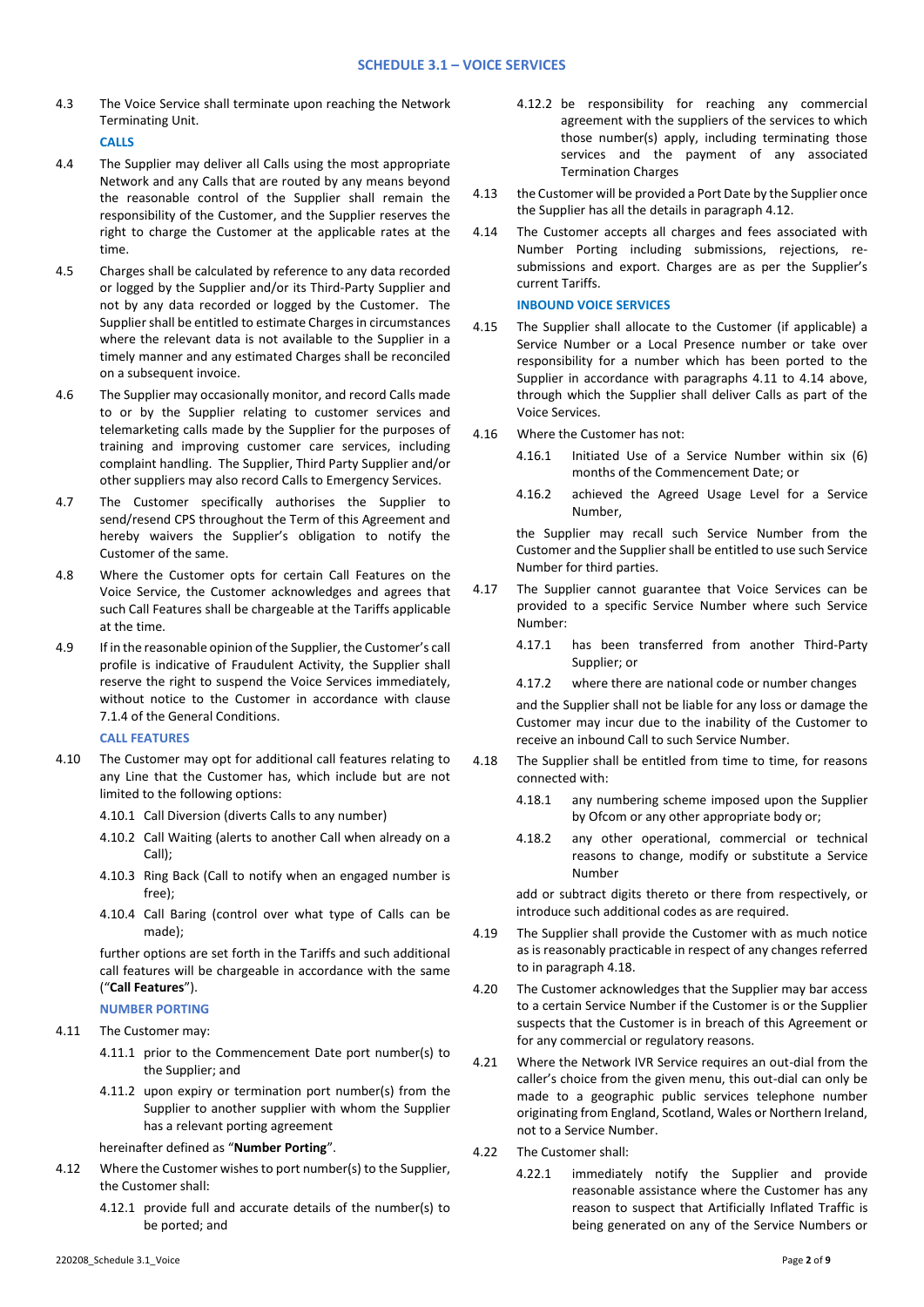## SCHEDULE 3.1 – VOICE SERVICES

4.3 The Voice Service shall terminate upon reaching the Network Terminating Unit.

**CALLS**

4.4 The Supplier may deliver all Calls using the most appropriate Network and any Calls that are routed by any means beyond the reasonable control of the Supplier shall remain the responsibility of the Customer, and the Supplier reserves the right to charge the Customer at the applicable rates at the time.

4.5 Charges shall be calculated by reference to any data recorded or logged by the Supplier and/or its Third-Party Supplier and not by any data recorded or logged by the Customer. The Supplier shall be entitled to estimate Charges in circumstances where the relevant data is not available to the Supplier in a timely manner and any estimated Charges shall be reconciled on a subsequent invoice.

4.6 The Supplier may occasionally monitor, and record Calls made to or by the Supplier relating to customer services and telemarketing calls made by the Supplier for the purposes of training and improving customer care services, including complaint handling. The Supplier, Third Party Supplier and/or other suppliers may also record Calls to Emergency Services.

4.7 The Customer specifically authorises the Supplier to send/resend CPS throughout the Term of this Agreement and hereby waivers the Supplier's obligation to notify the Customer of the same.

4.8 Where the Customer opts for certain Call Features on the Voice Service, the Customer acknowledges and agrees that such Call Features shall be chargeable at the Tariffs applicable at the time.

4.9 If in the reasonable opinion of the Supplier, the Customer's call profile is indicative of Fraudulent Activity, the Supplier shall reserve the right to suspend the Voice Services immediately, without notice to the Customer in accordance with clause 7.1.4 of the General Conditions.

**CALL FEATURES**

4.10 The Customer may opt for additional call features relating to any Line that the Customer has, which include but are not limited to the following options:

4.10.1 Call Diversion (diverts Calls to any number)

4.10.2 Call Waiting (alerts to another Call when already on a Call);

4.10.3 Ring Back (Call to notify when an engaged number is free);

4.10.4 Call Baring (control over what type of Calls can be made);

further options are set forth in the Tariffs and such additional call features will be chargeable in accordance with the same ("**Call Features**").

**NUMBER PORTING**

4.11 The Customer may:

4.11.1 prior to the Commencement Date port number(s) to the Supplier; and

4.11.2 upon expiry or termination port number(s) from the Supplier to another supplier with whom the Supplier has a relevant porting agreement

hereinafter defined as "**Number Porting**".

4.12 Where the Customer wishes to port number(s) to the Supplier, the Customer shall:

4.12.1 provide full and accurate details of the number(s) to be ported; and

4.12.2 be responsibility for reaching any commercial agreement with the suppliers of the services to which those number(s) apply, including terminating those services and the payment of any associated Termination Charges

4.13 the Customer will be provided a Port Date by the Supplier once the Supplier has all the details in paragraph 4.12.

4.14 The Customer accepts all charges and fees associated with Number Porting including submissions, rejections, re-submissions and export. Charges are as per the Supplier's current Tariffs.

**INBOUND VOICE SERVICES**

4.15 The Supplier shall allocate to the Customer (if applicable) a Service Number or a Local Presence number or take over responsibility for a number which has been ported to the Supplier in accordance with paragraphs 4.11 to 4.14 above, through which the Supplier shall deliver Calls as part of the Voice Services.

4.16 Where the Customer has not:

4.16.1 Initiated Use of a Service Number within six (6) months of the Commencement Date; or

4.16.2 achieved the Agreed Usage Level for a Service Number,

the Supplier may recall such Service Number from the Customer and the Supplier shall be entitled to use such Service Number for third parties.

4.17 The Supplier cannot guarantee that Voice Services can be provided to a specific Service Number where such Service Number:

4.17.1 has been transferred from another Third-Party Supplier; or

4.17.2 where there are national code or number changes

and the Supplier shall not be liable for any loss or damage the Customer may incur due to the inability of the Customer to receive an inbound Call to such Service Number.

4.18 The Supplier shall be entitled from time to time, for reasons connected with:

4.18.1 any numbering scheme imposed upon the Supplier by Ofcom or any other appropriate body or;

4.18.2 any other operational, commercial or technical reasons to change, modify or substitute a Service Number

add or subtract digits thereto or there from respectively, or introduce such additional codes as are required.

4.19 The Supplier shall provide the Customer with as much notice as is reasonably practicable in respect of any changes referred to in paragraph 4.18.

4.20 The Customer acknowledges that the Supplier may bar access to a certain Service Number if the Customer is or the Supplier suspects that the Customer is in breach of this Agreement or for any commercial or regulatory reasons.

4.21 Where the Network IVR Service requires an out-dial from the caller's choice from the given menu, this out-dial can only be made to a geographic public services telephone number originating from England, Scotland, Wales or Northern Ireland, not to a Service Number.

4.22 The Customer shall:

4.22.1 immediately notify the Supplier and provide reasonable assistance where the Customer has any reason to suspect that Artificially Inflated Traffic is being generated on any of the Service Numbers or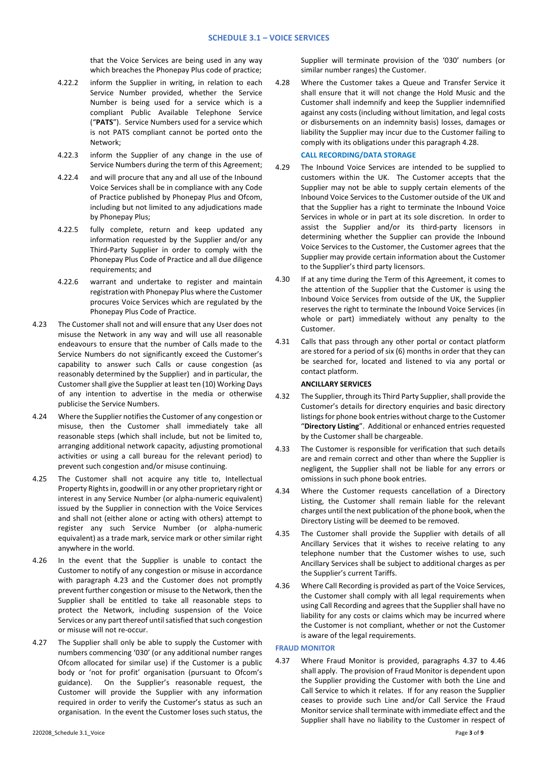that the Voice Services are being used in any way which breaches the Phonepay Plus code of practice;

4.22.2 inform the Supplier in writing, in relation to each Service Number provided, whether the Service Number is being used for a service which is a compliant Public Available Telephone Service ("**PATS**"). Service Numbers used for a service which is not PATS compliant cannot be ported onto the Network;

4.22.3 inform the Supplier of any change in the use of Service Numbers during the term of this Agreement;

4.22.4 and will procure that any and all use of the Inbound Voice Services shall be in compliance with any Code of Practice published by Phonepay Plus and Ofcom, including but not limited to any adjudications made by Phonepay Plus;

4.22.5 fully complete, return and keep updated any information requested by the Supplier and/or any Third-Party Supplier in order to comply with the Phonepay Plus Code of Practice and all due diligence requirements; and

4.22.6 warrant and undertake to register and maintain registration with Phonepay Plus where the Customer procures Voice Services which are regulated by the Phonepay Plus Code of Practice.

4.23 The Customer shall not and will ensure that any User does not misuse the Network in any way and will use all reasonable endeavours to ensure that the number of Calls made to the Service Numbers do not significantly exceed the Customer's capability to answer such Calls or cause congestion (as reasonably determined by the Supplier) and in particular, the Customer shall give the Supplier at least ten (10) Working Days of any intention to advertise in the media or otherwise publicise the Service Numbers.

4.24 Where the Supplier notifies the Customer of any congestion or misuse, then the Customer shall immediately take all reasonable steps (which shall include, but not be limited to, arranging additional network capacity, adjusting promotional activities or using a call bureau for the relevant period) to prevent such congestion and/or misuse continuing.

4.25 The Customer shall not acquire any title to, Intellectual Property Rights in, goodwill in or any other proprietary right or interest in any Service Number (or alpha-numeric equivalent) issued by the Supplier in connection with the Voice Services and shall not (either alone or acting with others) attempt to register any such Service Number (or alpha-numeric equivalent) as a trade mark, service mark or other similar right anywhere in the world.

4.26 In the event that the Supplier is unable to contact the Customer to notify of any congestion or misuse in accordance with paragraph 4.23 and the Customer does not promptly prevent further congestion or misuse to the Network, then the Supplier shall be entitled to take all reasonable steps to protect the Network, including suspension of the Voice Services or any part thereof until satisfied that such congestion or misuse will not re-occur.

4.27 The Supplier shall only be able to supply the Customer with numbers commencing '030' (or any additional number ranges Ofcom allocated for similar use) if the Customer is a public body or 'not for profit' organisation (pursuant to Ofcom's guidance). On the Supplier's reasonable request, the Customer will provide the Supplier with any information required in order to verify the Customer's status as such an organisation. In the event the Customer loses such status, the Supplier will terminate provision of the '030' numbers (or similar number ranges) the Customer.

4.28 Where the Customer takes a Queue and Transfer Service it shall ensure that it will not change the Hold Music and the Customer shall indemnify and keep the Supplier indemnified against any costs (including without limitation, and legal costs or disbursements on an indemnity basis) losses, damages or liability the Supplier may incur due to the Customer failing to comply with its obligations under this paragraph 4.28.

**CALL RECORDING/DATA STORAGE**

4.29 The Inbound Voice Services are intended to be supplied to customers within the UK. The Customer accepts that the Supplier may not be able to supply certain elements of the Inbound Voice Services to the Customer outside of the UK and that the Supplier has a right to terminate the Inbound Voice Services in whole or in part at its sole discretion. In order to assist the Supplier and/or its third-party licensors in determining whether the Supplier can provide the Inbound Voice Services to the Customer, the Customer agrees that the Supplier may provide certain information about the Customer to the Supplier's third party licensors.

4.30 If at any time during the Term of this Agreement, it comes to the attention of the Supplier that the Customer is using the Inbound Voice Services from outside of the UK, the Supplier reserves the right to terminate the Inbound Voice Services (in whole or part) immediately without any penalty to the Customer.

4.31 Calls that pass through any other portal or contact platform are stored for a period of six (6) months in order that they can be searched for, located and listened to via any portal or contact platform.

**ANCILLARY SERVICES**

4.32 The Supplier, through its Third Party Supplier, shall provide the Customer's details for directory enquiries and basic directory listings for phone book entries without charge to the Customer "**Directory Listing**". Additional or enhanced entries requested by the Customer shall be chargeable.

4.33 The Customer is responsible for verification that such details are and remain correct and other than where the Supplier is negligent, the Supplier shall not be liable for any errors or omissions in such phone book entries.

4.34 Where the Customer requests cancellation of a Directory Listing, the Customer shall remain liable for the relevant charges until the next publication of the phone book, when the Directory Listing will be deemed to be removed.

4.35 The Customer shall provide the Supplier with details of all Ancillary Services that it wishes to receive relating to any telephone number that the Customer wishes to use, such Ancillary Services shall be subject to additional charges as per the Supplier's current Tariffs.

4.36 Where Call Recording is provided as part of the Voice Services, the Customer shall comply with all legal requirements when using Call Recording and agrees that the Supplier shall have no liability for any costs or claims which may be incurred where the Customer is not compliant, whether or not the Customer is aware of the legal requirements.

**FRAUD MONITOR**

4.37 Where Fraud Monitor is provided, paragraphs 4.37 to 4.46 shall apply. The provision of Fraud Monitor is dependent upon the Supplier providing the Customer with both the Line and Call Service to which it relates. If for any reason the Supplier ceases to provide such Line and/or Call Service the Fraud Monitor service shall terminate with immediate effect and the Supplier shall have no liability to the Customer in respect of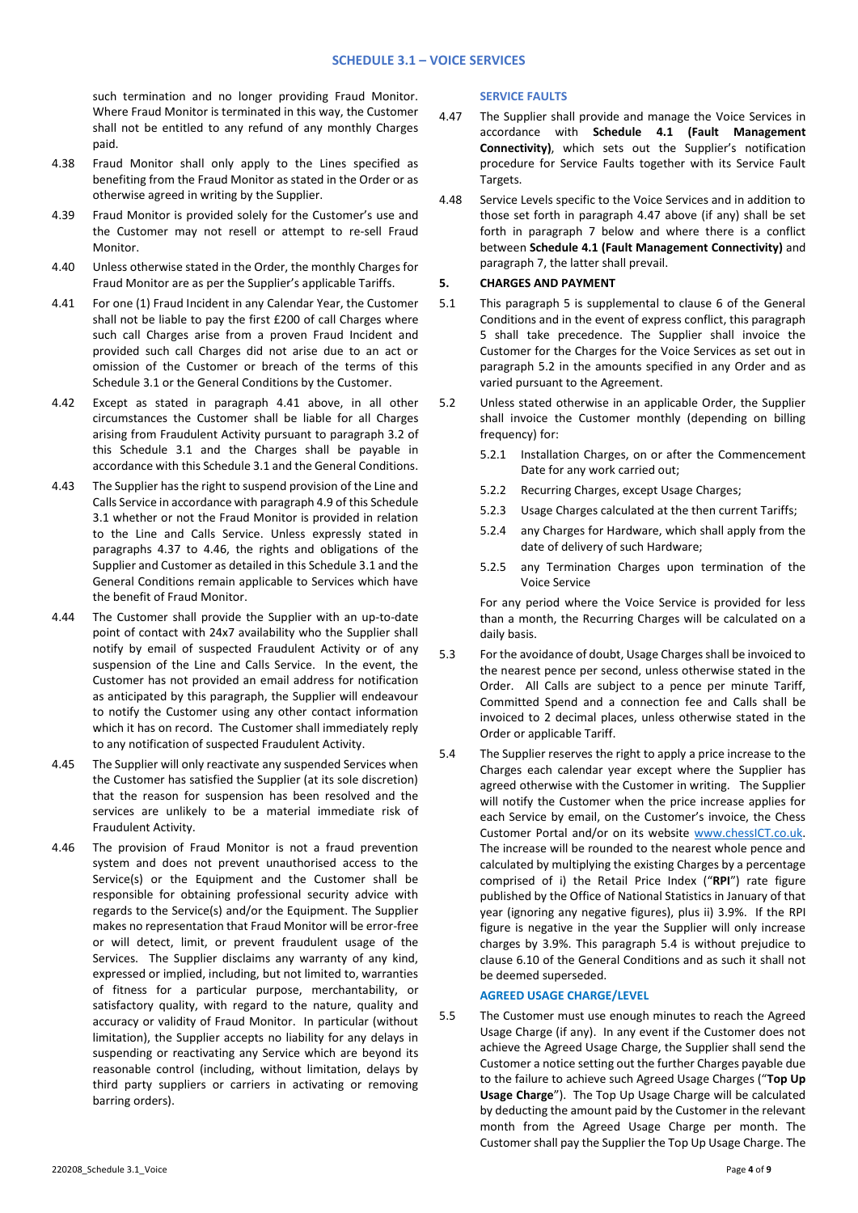such termination and no longer providing Fraud Monitor. Where Fraud Monitor is terminated in this way, the Customer shall not be entitled to any refund of any monthly Charges paid.

4.38 Fraud Monitor shall only apply to the Lines specified as benefiting from the Fraud Monitor as stated in the Order or as otherwise agreed in writing by the Supplier.

4.39 Fraud Monitor is provided solely for the Customer's use and the Customer may not resell or attempt to re-sell Fraud Monitor.

4.40 Unless otherwise stated in the Order, the monthly Charges for Fraud Monitor are as per the Supplier's applicable Tariffs.

4.41 For one (1) Fraud Incident in any Calendar Year, the Customer shall not be liable to pay the first £200 of call Charges where such call Charges arise from a proven Fraud Incident and provided such call Charges did not arise due to an act or omission of the Customer or breach of the terms of this Schedule 3.1 or the General Conditions by the Customer.

4.42 Except as stated in paragraph 4.41 above, in all other circumstances the Customer shall be liable for all Charges arising from Fraudulent Activity pursuant to paragraph 3.2 of this Schedule 3.1 and the Charges shall be payable in accordance with this Schedule 3.1 and the General Conditions.

4.43 The Supplier has the right to suspend provision of the Line and Calls Service in accordance with paragraph 4.9 of this Schedule 3.1 whether or not the Fraud Monitor is provided in relation to the Line and Calls Service. Unless expressly stated in paragraphs 4.37 to 4.46, the rights and obligations of the Supplier and Customer as detailed in this Schedule 3.1 and the General Conditions remain applicable to Services which have the benefit of Fraud Monitor.

4.44 The Customer shall provide the Supplier with an up-to-date point of contact with 24x7 availability who the Supplier shall notify by email of suspected Fraudulent Activity or of any suspension of the Line and Calls Service. In the event, the Customer has not provided an email address for notification as anticipated by this paragraph, the Supplier will endeavour to notify the Customer using any other contact information which it has on record. The Customer shall immediately reply to any notification of suspected Fraudulent Activity.

4.45 The Supplier will only reactivate any suspended Services when the Customer has satisfied the Supplier (at its sole discretion) that the reason for suspension has been resolved and the services are unlikely to be a material immediate risk of Fraudulent Activity.

4.46 The provision of Fraud Monitor is not a fraud prevention system and does not prevent unauthorised access to the Service(s) or the Equipment and the Customer shall be responsible for obtaining professional security advice with regards to the Service(s) and/or the Equipment. The Supplier makes no representation that Fraud Monitor will be error-free or will detect, limit, or prevent fraudulent usage of the Services. The Supplier disclaims any warranty of any kind, expressed or implied, including, but not limited to, warranties of fitness for a particular purpose, merchantability, or satisfactory quality, with regard to the nature, quality and accuracy or validity of Fraud Monitor. In particular (without limitation), the Supplier accepts no liability for any delays in suspending or reactivating any Service which are beyond its reasonable control (including, without limitation, delays by third party suppliers or carriers in activating or removing barring orders).

### SERVICE FAULTS

4.47 The Supplier shall provide and manage the Voice Services in accordance with **Schedule 4.1 (Fault Management Connectivity)**, which sets out the Supplier's notification procedure for Service Faults together with its Service Fault Targets.

4.48 Service Levels specific to the Voice Services and in addition to those set forth in paragraph 4.47 above (if any) shall be set forth in paragraph 7 below and where there is a conflict between **Schedule 4.1 (Fault Management Connectivity)** and paragraph 7, the latter shall prevail.

## 5. CHARGES AND PAYMENT

5.1 This paragraph 5 is supplemental to clause 6 of the General Conditions and in the event of express conflict, this paragraph 5 shall take precedence. The Supplier shall invoice the Customer for the Charges for the Voice Services as set out in paragraph 5.2 in the amounts specified in any Order and as varied pursuant to the Agreement.

5.2 Unless stated otherwise in an applicable Order, the Supplier shall invoice the Customer monthly (depending on billing frequency) for:

5.2.1 Installation Charges, on or after the Commencement Date for any work carried out;

5.2.2 Recurring Charges, except Usage Charges;

5.2.3 Usage Charges calculated at the then current Tariffs;

5.2.4 any Charges for Hardware, which shall apply from the date of delivery of such Hardware;

5.2.5 any Termination Charges upon termination of the Voice Service

For any period where the Voice Service is provided for less than a month, the Recurring Charges will be calculated on a daily basis.

5.3 For the avoidance of doubt, Usage Charges shall be invoiced to the nearest pence per second, unless otherwise stated in the Order. All Calls are subject to a pence per minute Tariff, Committed Spend and a connection fee and Calls shall be invoiced to 2 decimal places, unless otherwise stated in the Order or applicable Tariff.

5.4 The Supplier reserves the right to apply a price increase to the Charges each calendar year except where the Supplier has agreed otherwise with the Customer in writing. The Supplier will notify the Customer when the price increase applies for each Service by email, on the Customer's invoice, the Chess Customer Portal and/or on its website www.chessICT.co.uk. The increase will be rounded to the nearest whole pence and calculated by multiplying the existing Charges by a percentage comprised of i) the Retail Price Index ("**RPI**") rate figure published by the Office of National Statistics in January of that year (ignoring any negative figures), plus ii) 3.9%. If the RPI figure is negative in the year the Supplier will only increase charges by 3.9%. This paragraph 5.4 is without prejudice to clause 6.10 of the General Conditions and as such it shall not be deemed superseded.

### AGREED USAGE CHARGE/LEVEL

5.5 The Customer must use enough minutes to reach the Agreed Usage Charge (if any). In any event if the Customer does not achieve the Agreed Usage Charge, the Supplier shall send the Customer a notice setting out the further Charges payable due to the failure to achieve such Agreed Usage Charges ("**Top Up Usage Charge**"). The Top Up Usage Charge will be calculated by deducting the amount paid by the Customer in the relevant month from the Agreed Usage Charge per month. The Customer shall pay the Supplier the Top Up Usage Charge. The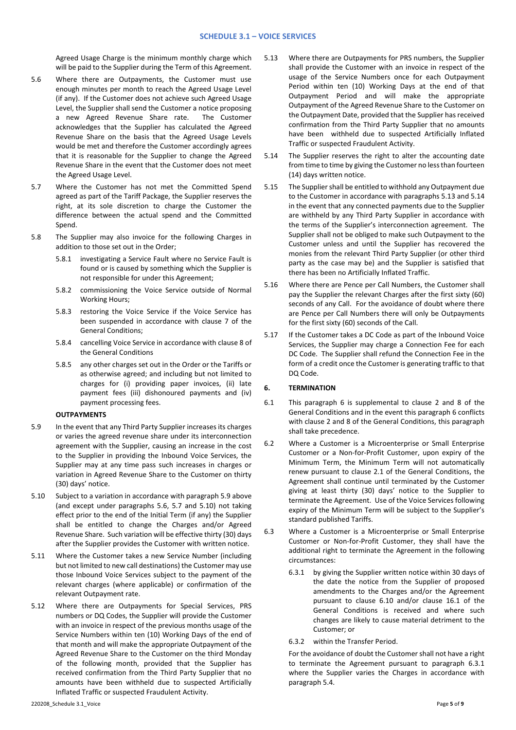Agreed Usage Charge is the minimum monthly charge which will be paid to the Supplier during the Term of this Agreement.

5.6 Where there are Outpayments, the Customer must use enough minutes per month to reach the Agreed Usage Level (if any). If the Customer does not achieve such Agreed Usage Level, the Supplier shall send the Customer a notice proposing a new Agreed Revenue Share rate. The Customer acknowledges that the Supplier has calculated the Agreed Revenue Share on the basis that the Agreed Usage Levels would be met and therefore the Customer accordingly agrees that it is reasonable for the Supplier to change the Agreed Revenue Share in the event that the Customer does not meet the Agreed Usage Level.

5.7 Where the Customer has not met the Committed Spend agreed as part of the Tariff Package, the Supplier reserves the right, at its sole discretion to charge the Customer the difference between the actual spend and the Committed Spend.

5.8 The Supplier may also invoice for the following Charges in addition to those set out in the Order;

5.8.1 investigating a Service Fault where no Service Fault is found or is caused by something which the Supplier is not responsible for under this Agreement;

5.8.2 commissioning the Voice Service outside of Normal Working Hours;

5.8.3 restoring the Voice Service if the Voice Service has been suspended in accordance with clause 7 of the General Conditions;

5.8.4 cancelling Voice Service in accordance with clause 8 of the General Conditions

5.8.5 any other charges set out in the Order or the Tariffs or as otherwise agreed; and including but not limited to charges for (i) providing paper invoices, (ii) late payment fees (iii) dishonoured payments and (iv) payment processing fees.

**OUTPAYMENTS**

5.9 In the event that any Third Party Supplier increases its charges or varies the agreed revenue share under its interconnection agreement with the Supplier, causing an increase in the cost to the Supplier in providing the Inbound Voice Services, the Supplier may at any time pass such increases in charges or variation in Agreed Revenue Share to the Customer on thirty (30) days' notice.

5.10 Subject to a variation in accordance with paragraph 5.9 above (and except under paragraphs 5.6, 5.7 and 5.10) not taking effect prior to the end of the Initial Term (if any) the Supplier shall be entitled to change the Charges and/or Agreed Revenue Share. Such variation will be effective thirty (30) days after the Supplier provides the Customer with written notice.

5.11 Where the Customer takes a new Service Number (including but not limited to new call destinations) the Customer may use those Inbound Voice Services subject to the payment of the relevant charges (where applicable) or confirmation of the relevant Outpayment rate.

5.12 Where there are Outpayments for Special Services, PRS numbers or DQ Codes, the Supplier will provide the Customer with an invoice in respect of the previous months usage of the Service Numbers within ten (10) Working Days of the end of that month and will make the appropriate Outpayment of the Agreed Revenue Share to the Customer on the third Monday of the following month, provided that the Supplier has received confirmation from the Third Party Supplier that no amounts have been withheld due to suspected Artificially Inflated Traffic or suspected Fraudulent Activity.

5.13 Where there are Outpayments for PRS numbers, the Supplier shall provide the Customer with an invoice in respect of the usage of the Service Numbers once for each Outpayment Period within ten (10) Working Days at the end of that Outpayment Period and will make the appropriate Outpayment of the Agreed Revenue Share to the Customer on the Outpayment Date, provided that the Supplier has received confirmation from the Third Party Supplier that no amounts have been withheld due to suspected Artificially Inflated Traffic or suspected Fraudulent Activity.

5.14 The Supplier reserves the right to alter the accounting date from time to time by giving the Customer no less than fourteen (14) days written notice.

5.15 The Supplier shall be entitled to withhold any Outpayment due to the Customer in accordance with paragraphs 5.13 and 5.14 in the event that any connected payments due to the Supplier are withheld by any Third Party Supplier in accordance with the terms of the Supplier's interconnection agreement. The Supplier shall not be obliged to make such Outpayment to the Customer unless and until the Supplier has recovered the monies from the relevant Third Party Supplier (or other third party as the case may be) and the Supplier is satisfied that there has been no Artificially Inflated Traffic.

5.16 Where there are Pence per Call Numbers, the Customer shall pay the Supplier the relevant Charges after the first sixty (60) seconds of any Call. For the avoidance of doubt where there are Pence per Call Numbers there will only be Outpayments for the first sixty (60) seconds of the Call.

5.17 If the Customer takes a DC Code as part of the Inbound Voice Services, the Supplier may charge a Connection Fee for each DC Code. The Supplier shall refund the Connection Fee in the form of a credit once the Customer is generating traffic to that DQ Code.

## 6. TERMINATION

6.1 This paragraph 6 is supplemental to clause 2 and 8 of the General Conditions and in the event this paragraph 6 conflicts with clause 2 and 8 of the General Conditions, this paragraph shall take precedence.

6.2 Where a Customer is a Microenterprise or Small Enterprise Customer or a Non-for-Profit Customer, upon expiry of the Minimum Term, the Minimum Term will not automatically renew pursuant to clause 2.1 of the General Conditions, the Agreement shall continue until terminated by the Customer giving at least thirty (30) days' notice to the Supplier to terminate the Agreement. Use of the Voice Services following expiry of the Minimum Term will be subject to the Supplier's standard published Tariffs.

6.3 Where a Customer is a Microenterprise or Small Enterprise Customer or Non-for-Profit Customer, they shall have the additional right to terminate the Agreement in the following circumstances:

6.3.1 by giving the Supplier written notice within 30 days of the date the notice from the Supplier of proposed amendments to the Charges and/or the Agreement pursuant to clause 6.10 and/or clause 16.1 of the General Conditions is received and where such changes are likely to cause material detriment to the Customer; or

6.3.2 within the Transfer Period.

For the avoidance of doubt the Customer shall not have a right to terminate the Agreement pursuant to paragraph 6.3.1 where the Supplier varies the Charges in accordance with paragraph 5.4.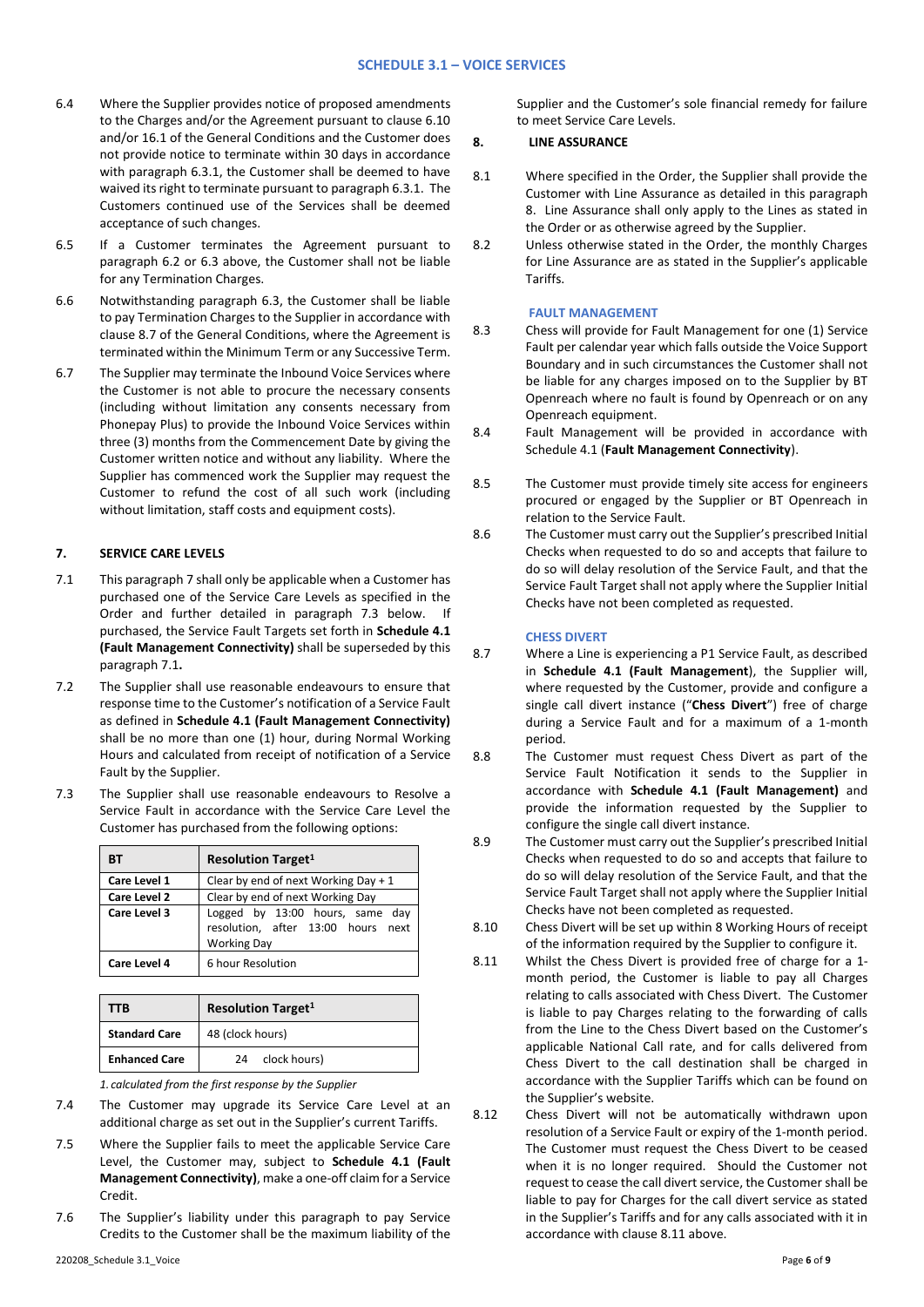6.4 Where the Supplier provides notice of proposed amendments to the Charges and/or the Agreement pursuant to clause 6.10 and/or 16.1 of the General Conditions and the Customer does not provide notice to terminate within 30 days in accordance with paragraph 6.3.1, the Customer shall be deemed to have waived its right to terminate pursuant to paragraph 6.3.1. The Customers continued use of the Services shall be deemed acceptance of such changes.

6.5 If a Customer terminates the Agreement pursuant to paragraph 6.2 or 6.3 above, the Customer shall not be liable for any Termination Charges.

6.6 Notwithstanding paragraph 6.3, the Customer shall be liable to pay Termination Charges to the Supplier in accordance with clause 8.7 of the General Conditions, where the Agreement is terminated within the Minimum Term or any Successive Term.

6.7 The Supplier may terminate the Inbound Voice Services where the Customer is not able to procure the necessary consents (including without limitation any consents necessary from Phonepay Plus) to provide the Inbound Voice Services within three (3) months from the Commencement Date by giving the Customer written notice and without any liability. Where the Supplier has commenced work the Supplier may request the Customer to refund the cost of all such work (including without limitation, staff costs and equipment costs).

## 7. SERVICE CARE LEVELS

7.1 This paragraph 7 shall only be applicable when a Customer has purchased one of the Service Care Levels as specified in the Order and further detailed in paragraph 7.3 below. If purchased, the Service Fault Targets set forth in **Schedule 4.1 (Fault Management Connectivity)** shall be superseded by this paragraph 7.1**.**

7.2 The Supplier shall use reasonable endeavours to ensure that response time to the Customer's notification of a Service Fault as defined in **Schedule 4.1 (Fault Management Connectivity)** shall be no more than one (1) hour, during Normal Working Hours and calculated from receipt of notification of a Service Fault by the Supplier.

7.3 The Supplier shall use reasonable endeavours to Resolve a Service Fault in accordance with the Service Care Level the Customer has purchased from the following options:

| BT | Resolution Target[1] |
|---|---|
| **Care Level 1** | Clear by end of next Working Day + 1 |
| **Care Level 2** | Clear by end of next Working Day |
| **Care Level 3** | Logged by 13:00 hours, same day resolution, after 13:00 hours next Working Day |
| **Care Level 4** | 6 hour Resolution |

| TTB | Resolution Target[1] |
|---|---|
| **Standard Care** | 48 (clock hours) |
| **Enhanced Care** | 24 clock hours) |

*1. calculated from the first response by the Supplier*

7.4 The Customer may upgrade its Service Care Level at an additional charge as set out in the Supplier's current Tariffs.

7.5 Where the Supplier fails to meet the applicable Service Care Level, the Customer may, subject to **Schedule 4.1 (Fault Management Connectivity)**, make a one-off claim for a Service Credit.

7.6 The Supplier's liability under this paragraph to pay Service Credits to the Customer shall be the maximum liability of the Supplier and the Customer's sole financial remedy for failure to meet Service Care Levels.

## 8. LINE ASSURANCE

8.1 Where specified in the Order, the Supplier shall provide the Customer with Line Assurance as detailed in this paragraph 8. Line Assurance shall only apply to the Lines as stated in the Order or as otherwise agreed by the Supplier.

8.2 Unless otherwise stated in the Order, the monthly Charges for Line Assurance are as stated in the Supplier's applicable Tariffs.

### FAULT MANAGEMENT

8.3 Chess will provide for Fault Management for one (1) Service Fault per calendar year which falls outside the Voice Support Boundary and in such circumstances the Customer shall not be liable for any charges imposed on to the Supplier by BT Openreach where no fault is found by Openreach or on any Openreach equipment.

8.4 Fault Management will be provided in accordance with Schedule 4.1 (**Fault Management Connectivity**).

8.5 The Customer must provide timely site access for engineers procured or engaged by the Supplier or BT Openreach in relation to the Service Fault.

8.6 The Customer must carry out the Supplier's prescribed Initial Checks when requested to do so and accepts that failure to do so will delay resolution of the Service Fault, and that the Service Fault Target shall not apply where the Supplier Initial Checks have not been completed as requested.

### CHESS DIVERT

8.7 Where a Line is experiencing a P1 Service Fault, as described in **Schedule 4.1 (Fault Management**), the Supplier will, where requested by the Customer, provide and configure a single call divert instance ("**Chess Divert**") free of charge during a Service Fault and for a maximum of a 1-month period.

8.8 The Customer must request Chess Divert as part of the Service Fault Notification it sends to the Supplier in accordance with **Schedule 4.1 (Fault Management)** and provide the information requested by the Supplier to configure the single call divert instance.

8.9 The Customer must carry out the Supplier's prescribed Initial Checks when requested to do so and accepts that failure to do so will delay resolution of the Service Fault, and that the Service Fault Target shall not apply where the Supplier Initial Checks have not been completed as requested.

8.10 Chess Divert will be set up within 8 Working Hours of receipt of the information required by the Supplier to configure it.

8.11 Whilst the Chess Divert is provided free of charge for a 1-month period, the Customer is liable to pay all Charges relating to calls associated with Chess Divert. The Customer is liable to pay Charges relating to the forwarding of calls from the Line to the Chess Divert based on the Customer's applicable National Call rate, and for calls delivered from Chess Divert to the call destination shall be charged in accordance with the Supplier Tariffs which can be found on the Supplier's website.

8.12 Chess Divert will not be automatically withdrawn upon resolution of a Service Fault or expiry of the 1-month period. The Customer must request the Chess Divert to be ceased when it is no longer required. Should the Customer not request to cease the call divert service, the Customer shall be liable to pay for Charges for the call divert service as stated in the Supplier's Tariffs and for any calls associated with it in accordance with clause 8.11 above.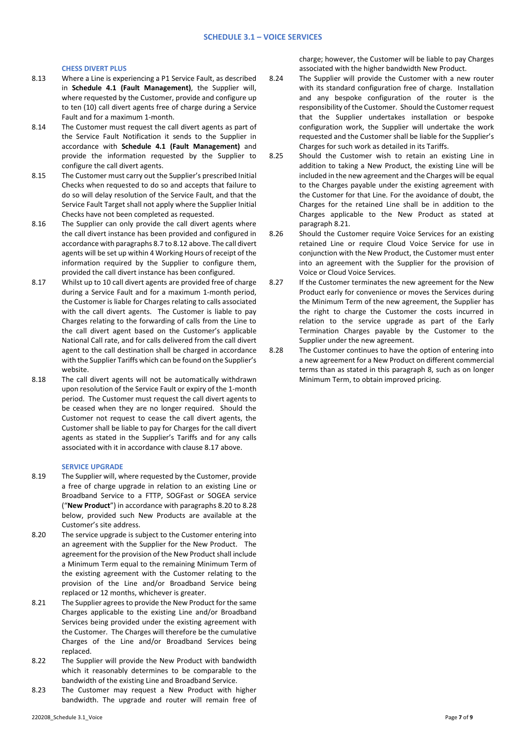### CHESS DIVERT PLUS

8.13 Where a Line is experiencing a P1 Service Fault, as described in **Schedule 4.1 (Fault Management)**, the Supplier will, where requested by the Customer, provide and configure up to ten (10) call divert agents free of charge during a Service Fault and for a maximum 1-month.

8.14 The Customer must request the call divert agents as part of the Service Fault Notification it sends to the Supplier in accordance with **Schedule 4.1 (Fault Management)** and provide the information requested by the Supplier to configure the call divert agents.

8.15 The Customer must carry out the Supplier's prescribed Initial Checks when requested to do so and accepts that failure to do so will delay resolution of the Service Fault, and that the Service Fault Target shall not apply where the Supplier Initial Checks have not been completed as requested.

8.16 The Supplier can only provide the call divert agents where the call divert instance has been provided and configured in accordance with paragraphs 8.7 to 8.12 above. The call divert agents will be set up within 4 Working Hours of receipt of the information required by the Supplier to configure them, provided the call divert instance has been configured.

8.17 Whilst up to 10 call divert agents are provided free of charge during a Service Fault and for a maximum 1-month period, the Customer is liable for Charges relating to calls associated with the call divert agents. The Customer is liable to pay Charges relating to the forwarding of calls from the Line to the call divert agent based on the Customer's applicable National Call rate, and for calls delivered from the call divert agent to the call destination shall be charged in accordance with the Supplier Tariffs which can be found on the Supplier's website.

8.18 The call divert agents will not be automatically withdrawn upon resolution of the Service Fault or expiry of the 1-month period. The Customer must request the call divert agents to be ceased when they are no longer required. Should the Customer not request to cease the call divert agents, the Customer shall be liable to pay for Charges for the call divert agents as stated in the Supplier's Tariffs and for any calls associated with it in accordance with clause 8.17 above.

### SERVICE UPGRADE

8.19 The Supplier will, where requested by the Customer, provide a free of charge upgrade in relation to an existing Line or Broadband Service to a FTTP, SOGFast or SOGEA service ("**New Product**") in accordance with paragraphs 8.20 to 8.28 below, provided such New Products are available at the Customer's site address.

8.20 The service upgrade is subject to the Customer entering into an agreement with the Supplier for the New Product. The agreement for the provision of the New Product shall include a Minimum Term equal to the remaining Minimum Term of the existing agreement with the Customer relating to the provision of the Line and/or Broadband Service being replaced or 12 months, whichever is greater.

8.21 The Supplier agrees to provide the New Product for the same Charges applicable to the existing Line and/or Broadband Services being provided under the existing agreement with the Customer. The Charges will therefore be the cumulative Charges of the Line and/or Broadband Services being replaced.

8.22 The Supplier will provide the New Product with bandwidth which it reasonably determines to be comparable to the bandwidth of the existing Line and Broadband Service.

8.23 The Customer may request a New Product with higher bandwidth. The upgrade and router will remain free of charge; however, the Customer will be liable to pay Charges associated with the higher bandwidth New Product.

8.24 The Supplier will provide the Customer with a new router with its standard configuration free of charge. Installation and any bespoke configuration of the router is the responsibility of the Customer. Should the Customer request that the Supplier undertakes installation or bespoke configuration work, the Supplier will undertake the work requested and the Customer shall be liable for the Supplier's Charges for such work as detailed in its Tariffs.

8.25 Should the Customer wish to retain an existing Line in addition to taking a New Product, the existing Line will be included in the new agreement and the Charges will be equal to the Charges payable under the existing agreement with the Customer for that Line. For the avoidance of doubt, the Charges for the retained Line shall be in addition to the Charges applicable to the New Product as stated at paragraph 8.21.

8.26 Should the Customer require Voice Services for an existing retained Line or require Cloud Voice Service for use in conjunction with the New Product, the Customer must enter into an agreement with the Supplier for the provision of Voice or Cloud Voice Services.

8.27 If the Customer terminates the new agreement for the New Product early for convenience or moves the Services during the Minimum Term of the new agreement, the Supplier has the right to charge the Customer the costs incurred in relation to the service upgrade as part of the Early Termination Charges payable by the Customer to the Supplier under the new agreement.

8.28 The Customer continues to have the option of entering into a new agreement for a New Product on different commercial terms than as stated in this paragraph 8, such as on longer Minimum Term, to obtain improved pricing.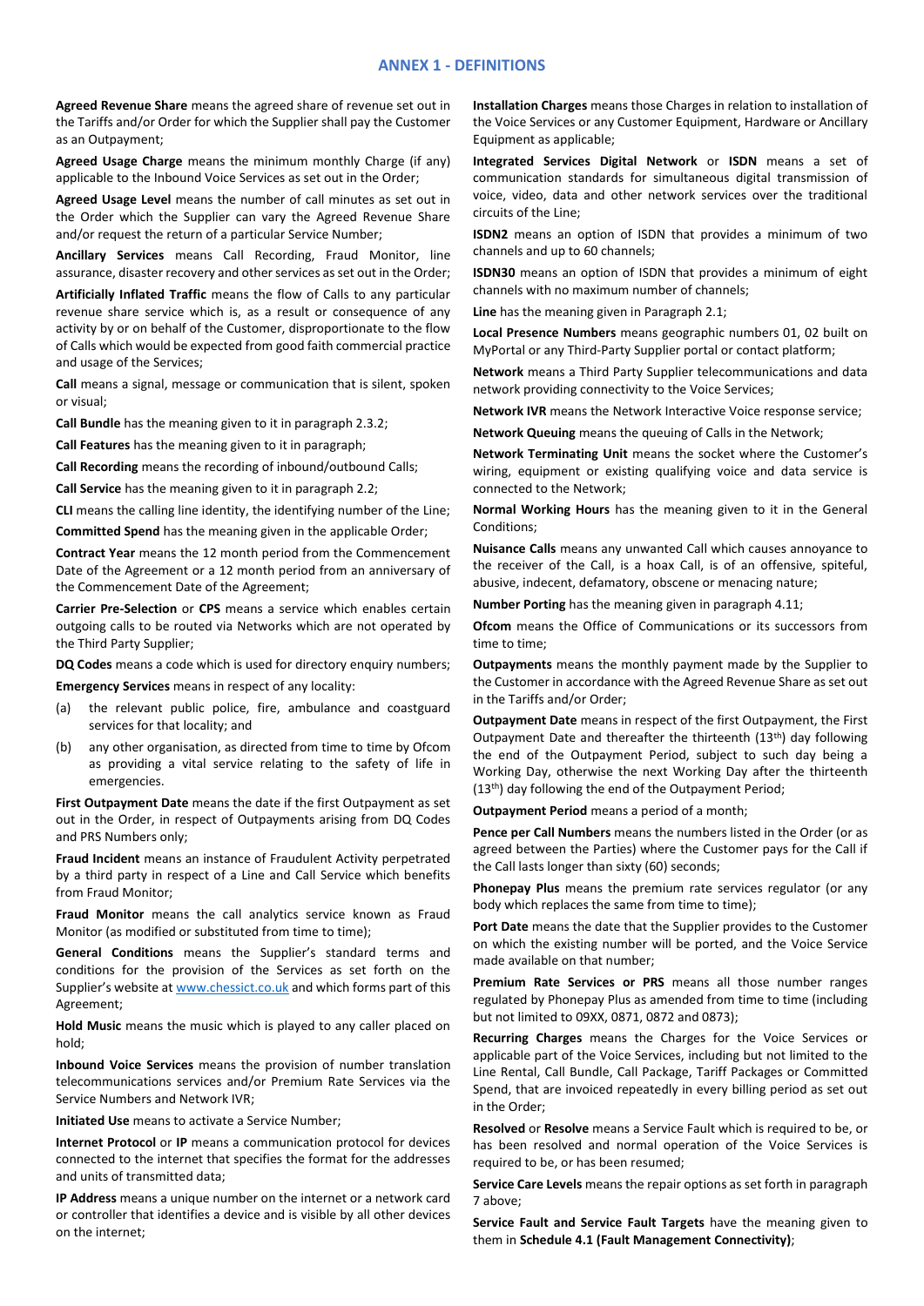## ANNEX 1 - DEFINITIONS

**Agreed Revenue Share** means the agreed share of revenue set out in the Tariffs and/or Order for which the Supplier shall pay the Customer as an Outpayment;

**Agreed Usage Charge** means the minimum monthly Charge (if any) applicable to the Inbound Voice Services as set out in the Order;

**Agreed Usage Level** means the number of call minutes as set out in the Order which the Supplier can vary the Agreed Revenue Share and/or request the return of a particular Service Number;

**Ancillary Services** means Call Recording, Fraud Monitor, line assurance, disaster recovery and other services as set out in the Order;

**Artificially Inflated Traffic** means the flow of Calls to any particular revenue share service which is, as a result or consequence of any activity by or on behalf of the Customer, disproportionate to the flow of Calls which would be expected from good faith commercial practice and usage of the Services;

**Call** means a signal, message or communication that is silent, spoken or visual;

**Call Bundle** has the meaning given to it in paragraph 2.3.2;

**Call Features** has the meaning given to it in paragraph;

**Call Recording** means the recording of inbound/outbound Calls;

**Call Service** has the meaning given to it in paragraph 2.2;

**CLI** means the calling line identity, the identifying number of the Line;

**Committed Spend** has the meaning given in the applicable Order;

**Contract Year** means the 12 month period from the Commencement Date of the Agreement or a 12 month period from an anniversary of the Commencement Date of the Agreement;

**Carrier Pre-Selection** or **CPS** means a service which enables certain outgoing calls to be routed via Networks which are not operated by the Third Party Supplier;

**DQ Codes** means a code which is used for directory enquiry numbers;

**Emergency Services** means in respect of any locality:

(a) the relevant public police, fire, ambulance and coastguard services for that locality; and

(b) any other organisation, as directed from time to time by Ofcom as providing a vital service relating to the safety of life in emergencies.

**First Outpayment Date** means the date if the first Outpayment as set out in the Order, in respect of Outpayments arising from DQ Codes and PRS Numbers only;

**Fraud Incident** means an instance of Fraudulent Activity perpetrated by a third party in respect of a Line and Call Service which benefits from Fraud Monitor;

**Fraud Monitor** means the call analytics service known as Fraud Monitor (as modified or substituted from time to time);

**General Conditions** means the Supplier's standard terms and conditions for the provision of the Services as set forth on the Supplier's website at www.chessict.co.uk and which forms part of this Agreement;

**Hold Music** means the music which is played to any caller placed on hold;

**Inbound Voice Services** means the provision of number translation telecommunications services and/or Premium Rate Services via the Service Numbers and Network IVR;

**Initiated Use** means to activate a Service Number;

**Internet Protocol** or **IP** means a communication protocol for devices connected to the internet that specifies the format for the addresses and units of transmitted data;

**IP Address** means a unique number on the internet or a network card or controller that identifies a device and is visible by all other devices on the internet;

**Installation Charges** means those Charges in relation to installation of the Voice Services or any Customer Equipment, Hardware or Ancillary Equipment as applicable;

**Integrated Services Digital Network** or **ISDN** means a set of communication standards for simultaneous digital transmission of voice, video, data and other network services over the traditional circuits of the Line;

**ISDN2** means an option of ISDN that provides a minimum of two channels and up to 60 channels;

**ISDN30** means an option of ISDN that provides a minimum of eight channels with no maximum number of channels;

**Line** has the meaning given in Paragraph 2.1;

**Local Presence Numbers** means geographic numbers 01, 02 built on MyPortal or any Third-Party Supplier portal or contact platform;

**Network** means a Third Party Supplier telecommunications and data network providing connectivity to the Voice Services;

**Network IVR** means the Network Interactive Voice response service;

**Network Queuing** means the queuing of Calls in the Network;

**Network Terminating Unit** means the socket where the Customer's wiring, equipment or existing qualifying voice and data service is connected to the Network;

**Normal Working Hours** has the meaning given to it in the General Conditions;

**Nuisance Calls** means any unwanted Call which causes annoyance to the receiver of the Call, is a hoax Call, is of an offensive, spiteful, abusive, indecent, defamatory, obscene or menacing nature;

**Number Porting** has the meaning given in paragraph 4.11;

**Ofcom** means the Office of Communications or its successors from time to time;

**Outpayments** means the monthly payment made by the Supplier to the Customer in accordance with the Agreed Revenue Share as set out in the Tariffs and/or Order;

**Outpayment Date** means in respect of the first Outpayment, the First Outpayment Date and thereafter the thirteenth (13th) day following the end of the Outpayment Period, subject to such day being a Working Day, otherwise the next Working Day after the thirteenth (13th) day following the end of the Outpayment Period;

**Outpayment Period** means a period of a month;

**Pence per Call Numbers** means the numbers listed in the Order (or as agreed between the Parties) where the Customer pays for the Call if the Call lasts longer than sixty (60) seconds;

**Phonepay Plus** means the premium rate services regulator (or any body which replaces the same from time to time);

**Port Date** means the date that the Supplier provides to the Customer on which the existing number will be ported, and the Voice Service made available on that number;

**Premium Rate Services or PRS** means all those number ranges regulated by Phonepay Plus as amended from time to time (including but not limited to 09XX, 0871, 0872 and 0873);

**Recurring Charges** means the Charges for the Voice Services or applicable part of the Voice Services, including but not limited to the Line Rental, Call Bundle, Call Package, Tariff Packages or Committed Spend, that are invoiced repeatedly in every billing period as set out in the Order;

**Resolved** or **Resolve** means a Service Fault which is required to be, or has been resolved and normal operation of the Voice Services is required to be, or has been resumed;

**Service Care Levels** means the repair options as set forth in paragraph 7 above;

**Service Fault and Service Fault Targets** have the meaning given to them in **Schedule 4.1 (Fault Management Connectivity)**;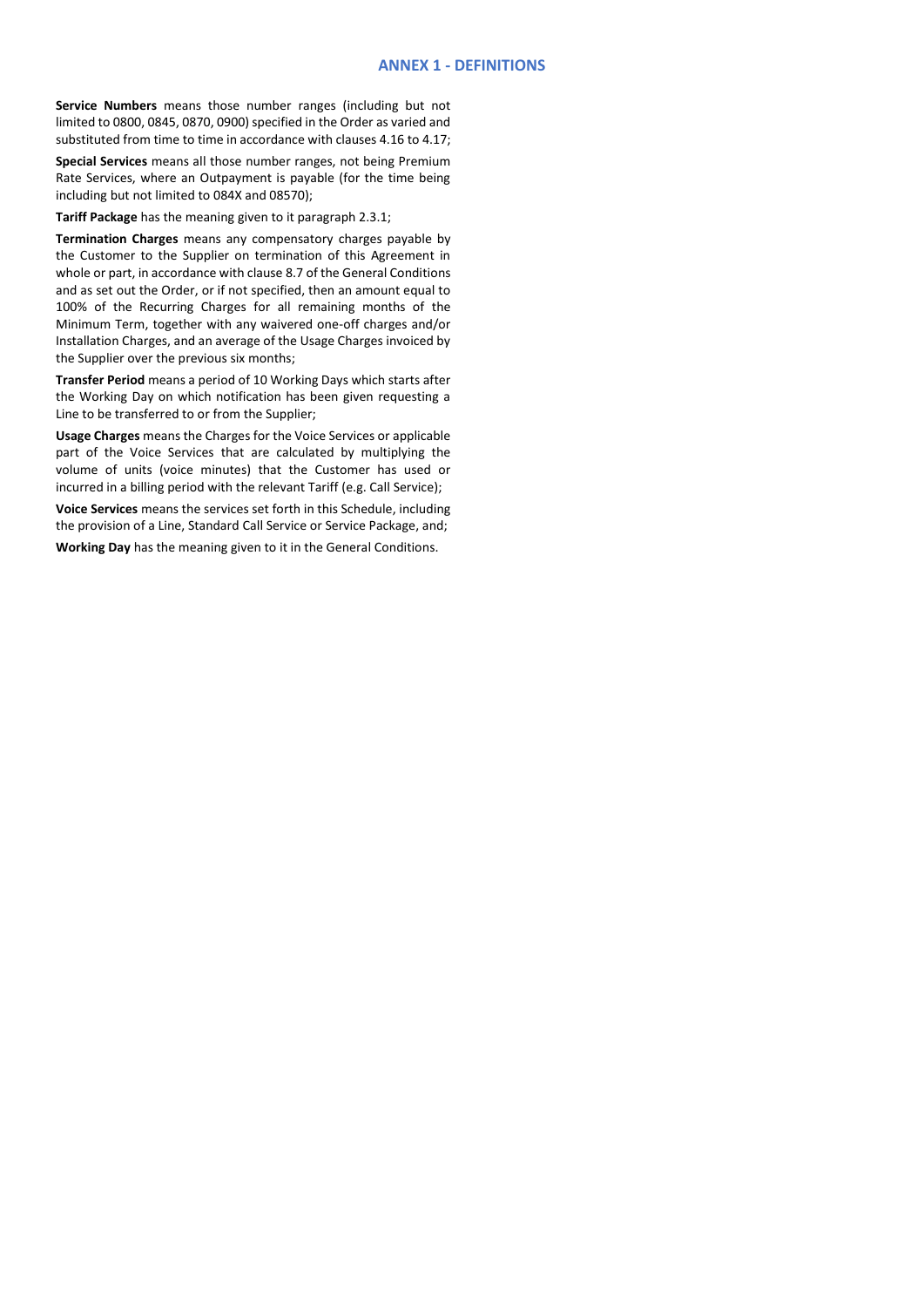## ANNEX 1 - DEFINITIONS

**Service Numbers** means those number ranges (including but not limited to 0800, 0845, 0870, 0900) specified in the Order as varied and substituted from time to time in accordance with clauses 4.16 to 4.17;

**Special Services** means all those number ranges, not being Premium Rate Services, where an Outpayment is payable (for the time being including but not limited to 084X and 08570);

**Tariff Package** has the meaning given to it paragraph 2.3.1;

**Termination Charges** means any compensatory charges payable by the Customer to the Supplier on termination of this Agreement in whole or part, in accordance with clause 8.7 of the General Conditions and as set out the Order, or if not specified, then an amount equal to 100% of the Recurring Charges for all remaining months of the Minimum Term, together with any waivered one-off charges and/or Installation Charges, and an average of the Usage Charges invoiced by the Supplier over the previous six months;

**Transfer Period** means a period of 10 Working Days which starts after the Working Day on which notification has been given requesting a Line to be transferred to or from the Supplier;

**Usage Charges** means the Charges for the Voice Services or applicable part of the Voice Services that are calculated by multiplying the volume of units (voice minutes) that the Customer has used or incurred in a billing period with the relevant Tariff (e.g. Call Service);

**Voice Services** means the services set forth in this Schedule, including the provision of a Line, Standard Call Service or Service Package, and;

**Working Day** has the meaning given to it in the General Conditions.